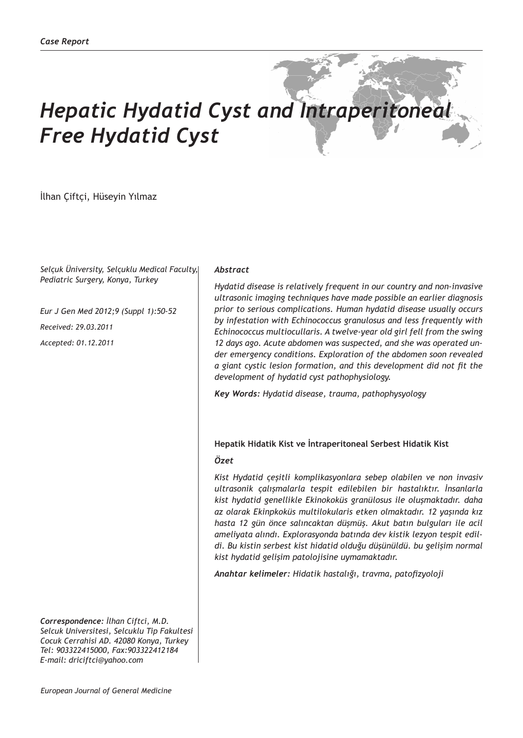*Case Report*

# *Hepatic Hydatid Cyst and Intraperitoneal Free Hydatid Cyst*

İlhan Çiftçi, Hüseyin Yılmaz

*Selçuk Üniversity, Selçuklu Medical Faculty, Pediatric Surgery, Konya, Turkey*

*Eur J Gen Med 2012;9 (Suppl 1):50-52*

*Received: 29.03.2011*

*Accepted: 01.12.2011*

***Abstract***

*Hydatid disease is relatively frequent in our country and non-invasive ultrasonic imaging techniques have made possible an earlier diagnosis prior to serious complications. Human hydatid disease usually occurs by infestation with Echinococcus granulosus and less frequently with Echinococcus multiocullaris. A twelve-year old girl fell from the swing 12 days ago. Acute abdomen was suspected, and she was operated under emergency conditions. Exploration of the abdomen soon revealed a giant cystic lesion formation, and this development did not fit the development of hydatid cyst pathophysiology.*

***Key Words:*** *Hydatid disease, trauma, pathophysyology*

**Hepatik Hidatik Kist ve İntraperitoneal Serbest Hidatik Kist**

***Özet***

*Kist Hydatid çeşitli komplikasyonlara sebep olabilen ve non invasiv ultrasonik çalışmalarla tespit edilebilen bir hastalıktır. İnsanlarla kist hydatid genellikle Ekinokoküs granülosus ile oluşmaktadır. daha az olarak Ekinpkoküs multilokularis etken olmaktadır. 12 yaşında kız hasta 12 gün önce salıncaktan düşmüş. Akut batın bulguları ile acil ameliyata alındı. Explorasyonda batında dev kistik lezyon tespit edildi. Bu kistin serbest kist hidatid olduğu düşünüldü. bu gelişim normal kist hydatid gelişim patolojisine uymamaktadır.*

***Anahtar kelimeler:*** *Hidatik hastalığı, travma, patofizyoloji*

***Correspondence:*** *İlhan Ciftci, M.D.*
*Selcuk Universitesi, Selcuklu Tip Fakultesi*
*Cocuk Cerrahisi AD. 42080 Konya, Turkey*
*Tel: 903322415000, Fax:903322412184*
*E-mail: driciftci@yahoo.com*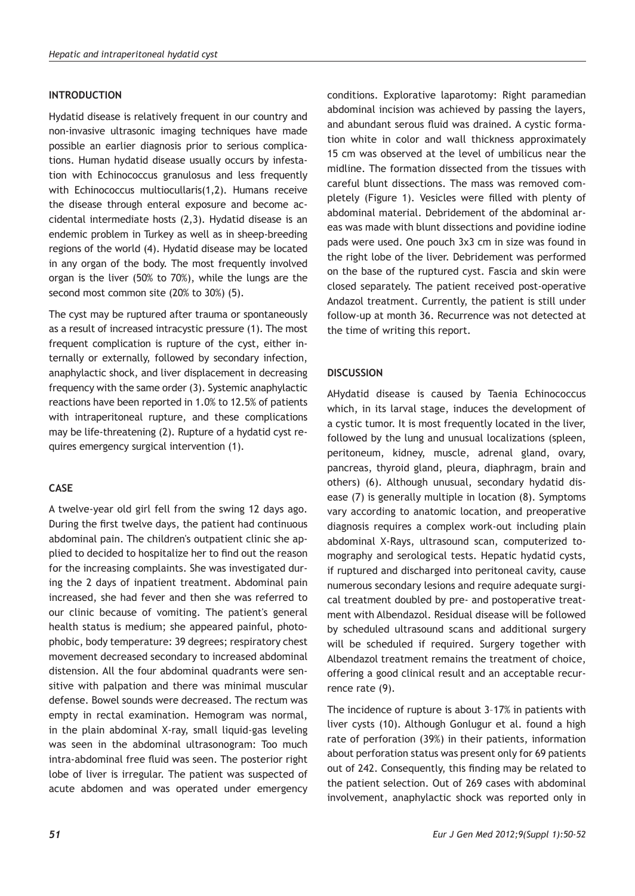## INTRODUCTION

Hydatid disease is relatively frequent in our country and non-invasive ultrasonic imaging techniques have made possible an earlier diagnosis prior to serious complications. Human hydatid disease usually occurs by infestation with Echinococcus granulosus and less frequently with Echinococcus multiocullaris(1,2). Humans receive the disease through enteral exposure and become accidental intermediate hosts (2,3). Hydatid disease is an endemic problem in Turkey as well as in sheep-breeding regions of the world (4). Hydatid disease may be located in any organ of the body. The most frequently involved organ is the liver (50% to 70%), while the lungs are the second most common site (20% to 30%) (5).

The cyst may be ruptured after trauma or spontaneously as a result of increased intracystic pressure (1). The most frequent complication is rupture of the cyst, either internally or externally, followed by secondary infection, anaphylactic shock, and liver displacement in decreasing frequency with the same order (3). Systemic anaphylactic reactions have been reported in 1.0% to 12.5% of patients with intraperitoneal rupture, and these complications may be life-threatening (2). Rupture of a hydatid cyst requires emergency surgical intervention (1).

## CASE

A twelve-year old girl fell from the swing 12 days ago. During the first twelve days, the patient had continuous abdominal pain. The children's outpatient clinic she applied to decided to hospitalize her to find out the reason for the increasing complaints. She was investigated during the 2 days of inpatient treatment. Abdominal pain increased, she had fever and then she was referred to our clinic because of vomiting. The patient's general health status is medium; she appeared painful, photophobic, body temperature: 39 degrees; respiratory chest movement decreased secondary to increased abdominal distension. All the four abdominal quadrants were sensitive with palpation and there was minimal muscular defense. Bowel sounds were decreased. The rectum was empty in rectal examination. Hemogram was normal, in the plain abdominal X-ray, small liquid-gas leveling was seen in the abdominal ultrasonogram: Too much intra-abdominal free fluid was seen. The posterior right lobe of liver is irregular. The patient was suspected of acute abdomen and was operated under emergency conditions. Explorative laparotomy: Right paramedian abdominal incision was achieved by passing the layers, and abundant serous fluid was drained. A cystic formation white in color and wall thickness approximately 15 cm was observed at the level of umbilicus near the midline. The formation dissected from the tissues with careful blunt dissections. The mass was removed completely (Figure 1). Vesicles were filled with plenty of abdominal material. Debridement of the abdominal areas was made with blunt dissections and povidine iodine pads were used. One pouch 3x3 cm in size was found in the right lobe of the liver. Debridement was performed on the base of the ruptured cyst. Fascia and skin were closed separately. The patient received post-operative Andazol treatment. Currently, the patient is still under follow-up at month 36. Recurrence was not detected at the time of writing this report.

## DISCUSSION

AHydatid disease is caused by Taenia Echinococcus which, in its larval stage, induces the development of a cystic tumor. It is most frequently located in the liver, followed by the lung and unusual localizations (spleen, peritoneum, kidney, muscle, adrenal gland, ovary, pancreas, thyroid gland, pleura, diaphragm, brain and others) (6). Although unusual, secondary hydatid disease (7) is generally multiple in location (8). Symptoms vary according to anatomic location, and preoperative diagnosis requires a complex work-out including plain abdominal X-Rays, ultrasound scan, computerized tomography and serological tests. Hepatic hydatid cysts, if ruptured and discharged into peritoneal cavity, cause numerous secondary lesions and require adequate surgical treatment doubled by pre- and postoperative treatment with Albendazol. Residual disease will be followed by scheduled ultrasound scans and additional surgery will be scheduled if required. Surgery together with Albendazol treatment remains the treatment of choice, offering a good clinical result and an acceptable recurrence rate (9).

The incidence of rupture is about 3–17% in patients with liver cysts (10). Although Gonlugur et al. found a high rate of perforation (39%) in their patients, information about perforation status was present only for 69 patients out of 242. Consequently, this finding may be related to the patient selection. Out of 269 cases with abdominal involvement, anaphylactic shock was reported only in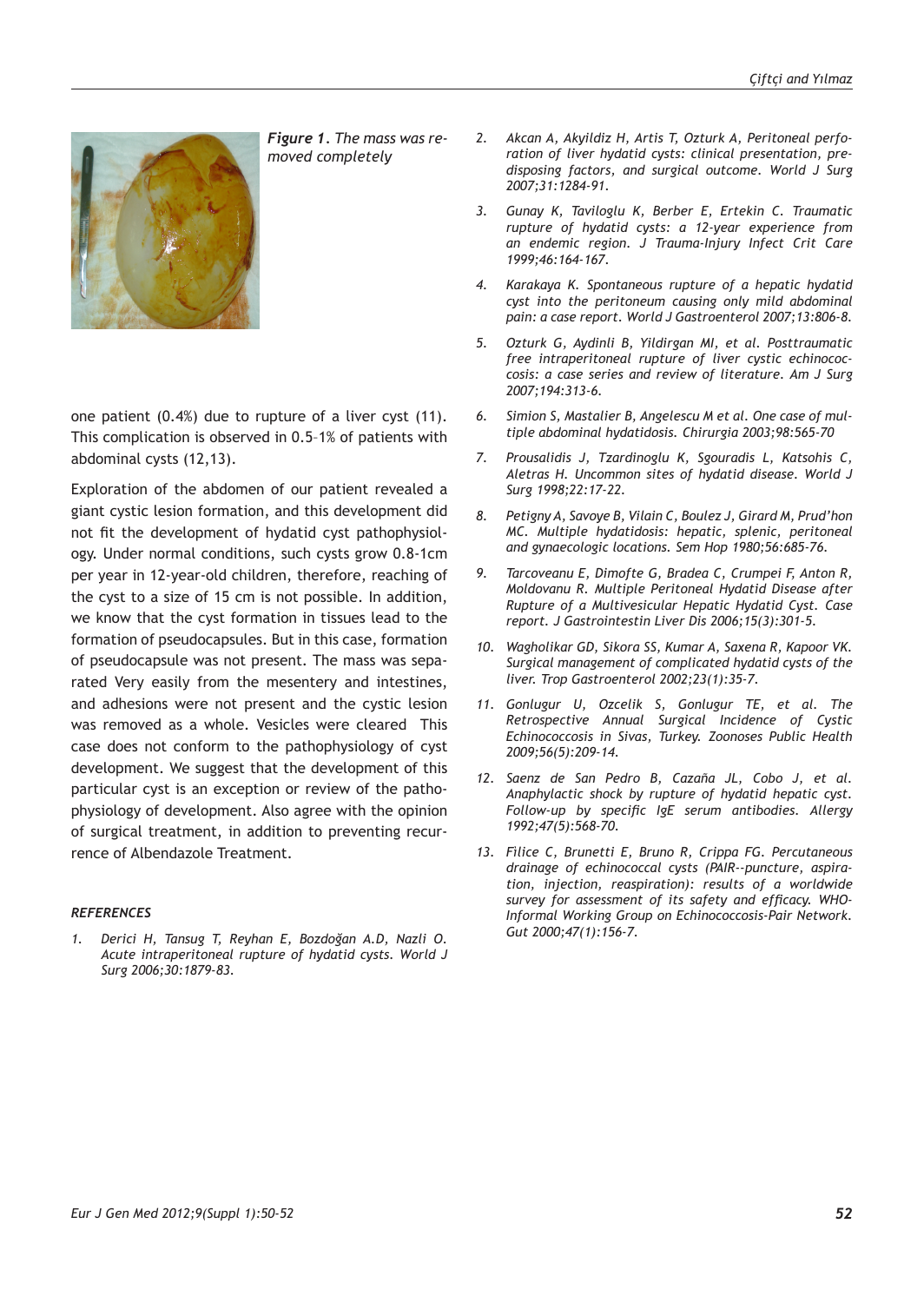*Figure 1. The mass was removed completely*

one patient (0.4%) due to rupture of a liver cyst (11). This complication is observed in 0.5–1% of patients with abdominal cysts (12,13).

Exploration of the abdomen of our patient revealed a giant cystic lesion formation, and this development did not fit the development of hydatid cyst pathophysiology. Under normal conditions, such cysts grow 0.8-1cm per year in 12-year-old children, therefore, reaching of the cyst to a size of 15 cm is not possible. In addition, we know that the cyst formation in tissues lead to the formation of pseudocapsules. But in this case, formation of pseudocapsule was not present. The mass was separated Very easily from the mesentery and intestines, and adhesions were not present and the cystic lesion was removed as a whole. Vesicles were cleared This case does not conform to the pathophysiology of cyst development. We suggest that the development of this particular cyst is an exception or review of the pathophysiology of development. Also agree with the opinion of surgical treatment, in addition to preventing recurrence of Albendazole Treatment.

#### REFERENCES

1. *Derici H, Tansug T, Reyhan E, Bozdoğan A.D, Nazli O. Acute intraperitoneal rupture of hydatid cysts. World J Surg 2006;30:1879-83.*
2. *Akcan A, Akyildiz H, Artis T, Ozturk A, Peritoneal perforation of liver hydatid cysts: clinical presentation, predisposing factors, and surgical outcome. World J Surg 2007;31:1284-91.*
3. *Gunay K, Taviloglu K, Berber E, Ertekin C. Traumatic rupture of hydatid cysts: a 12-year experience from an endemic region. J Trauma-Injury Infect Crit Care 1999;46:164-167.*
4. *Karakaya K. Spontaneous rupture of a hepatic hydatid cyst into the peritoneum causing only mild abdominal pain: a case report. World J Gastroenterol 2007;13:806-8.*
5. *Ozturk G, Aydinli B, Yildirgan MI, et al. Posttraumatic free intraperitoneal rupture of liver cystic echinococcosis: a case series and review of literature. Am J Surg 2007;194:313-6.*
6. *Simion S, Mastalier B, Angelescu M et al. One case of multiple abdominal hydatidosis. Chirurgia 2003;98:565-70*
7. *Prousalidis J, Tzardinoglu K, Sgouradis L, Katsohis C, Aletras H. Uncommon sites of hydatid disease. World J Surg 1998;22:17-22.*
8. *Petigny A, Savoye B, Vilain C, Boulez J, Girard M, Prud'hon MC. Multiple hydatidosis: hepatic, splenic, peritoneal and gynaecologic locations. Sem Hop 1980;56:685-76.*
9. *Tarcoveanu E, Dimofte G, Bradea C, Crumpei F, Anton R, Moldovanu R. Multiple Peritoneal Hydatid Disease after Rupture of a Multivesicular Hepatic Hydatid Cyst. Case report. J Gastrointestin Liver Dis 2006;15(3):301-5.*
10. *Wagholikar GD, Sikora SS, Kumar A, Saxena R, Kapoor VK. Surgical management of complicated hydatid cysts of the liver. Trop Gastroenterol 2002;23(1):35-7.*
11. *Gonlugur U, Ozcelik S, Gonlugur TE, et al. The Retrospective Annual Surgical Incidence of Cystic Echinococcosis in Sivas, Turkey. Zoonoses Public Health 2009;56(5):209-14.*
12. *Saenz de San Pedro B, Cazaña JL, Cobo J, et al. Anaphylactic shock by rupture of hydatid hepatic cyst. Follow-up by specific IgE serum antibodies. Allergy 1992;47(5):568-70.*
13. *Filice C, Brunetti E, Bruno R, Crippa FG. Percutaneous drainage of echinococcal cysts (PAIR--puncture, aspiration, injection, reaspiration): results of a worldwide survey for assessment of its safety and efficacy. WHO-Informal Working Group on Echinococcosis-Pair Network. Gut 2000;47(1):156-7.*